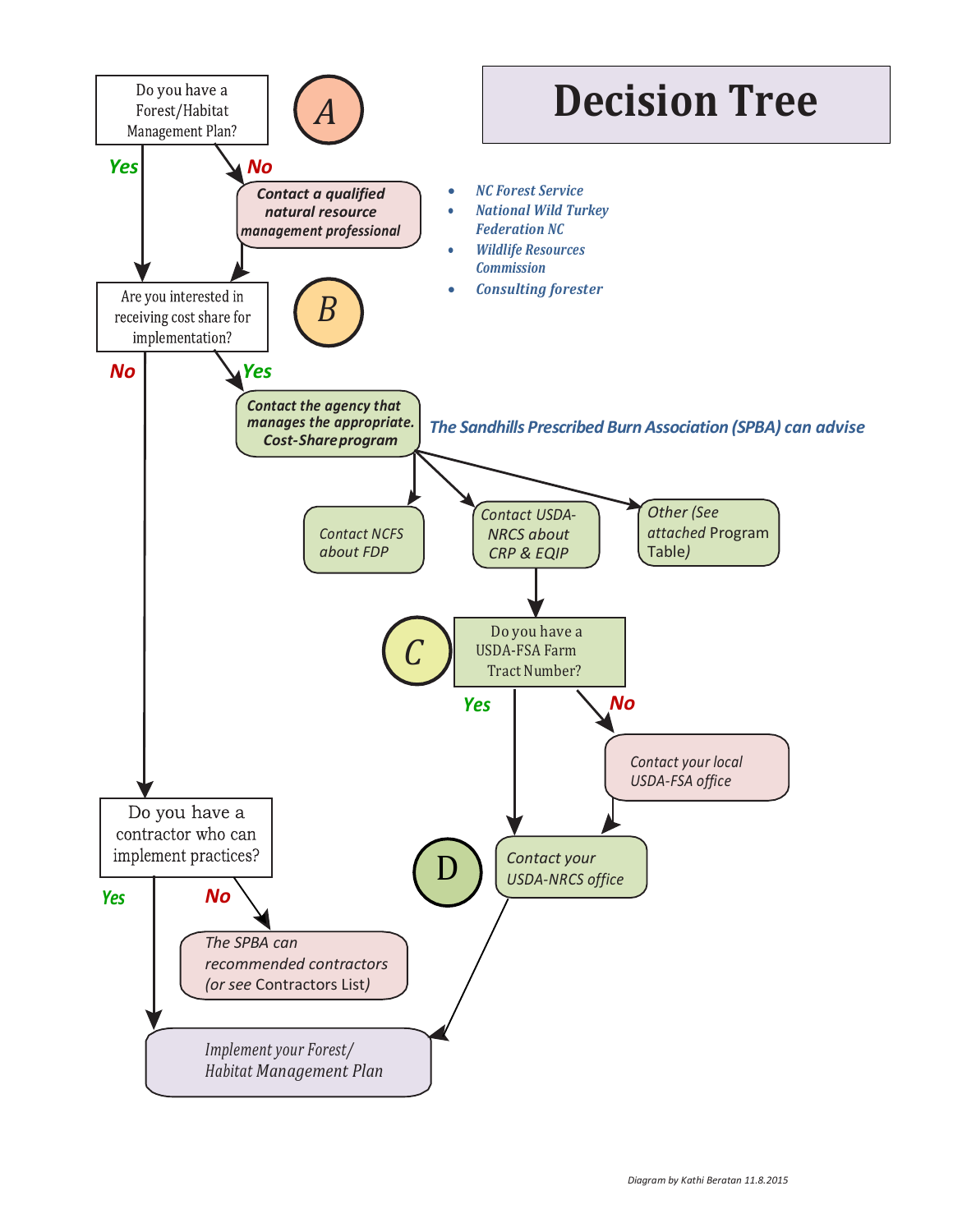# Decision Tree

**A** — Do you have a Forest/Habitat Management Plan?

- **Yes** → go to B
- **No** → ***Contact a qualified natural resource management professional*** → go to B
  - *NC Forest Service*
  - *National Wild Turkey Federation NC*
  - *Wildlife Resources Commission*
  - *Consulting forester*

**B** — Are you interested in receiving cost share for implementation?

- **No** → Do you have a contractor who can implement practices?
- **Yes** → ***Contact the agency that manages the appropriate. Cost-Share program***

*The Sandhills Prescribed Burn Association (SPBA) can advise*

- *Contact NCFS about FDP*
- *Contact USDA-NRCS about CRP & EQIP* → go to C
- *Other (See* attached Program Table*)*

**C** — Do you have a USDA-FSA Farm Tract Number?

- **Yes** → go to D
- **No** → *Contact your local USDA-FSA office* → go to D

**D** — *Contact your USDA-NRCS office* → *Implement your Forest/Habitat Management Plan*

Do you have a contractor who can implement practices?

- **Yes** → *Implement your Forest/Habitat Management Plan*
- **No** → *The SPBA can recommended contractors (or see* Contractors List*)*

*Implement your Forest/Habitat Management Plan*

*Diagram by Kathi Beratan 11.8.2015*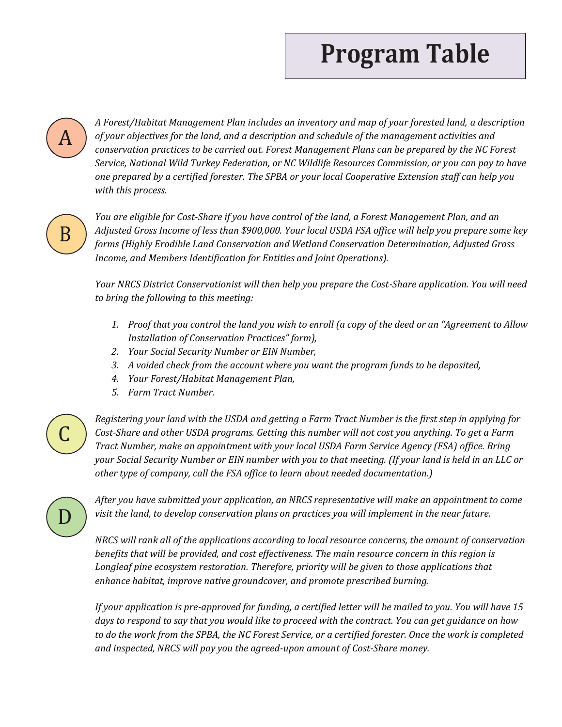# Program Table

**A**

*A Forest/Habitat Management Plan includes an inventory and map of your forested land, a description of your objectives for the land, and a description and schedule of the management activities and conservation practices to be carried out. Forest Management Plans can be prepared by the NC Forest Service, National Wild Turkey Federation, or NC Wildlife Resources Commission, or you can pay to have one prepared by a certified forester. The SPBA or your local Cooperative Extension staff can help you with this process.*

**B**

*You are eligible for Cost-Share if you have control of the land, a Forest Management Plan, and an Adjusted Gross Income of less than $900,000. Your local USDA FSA office will help you prepare some key forms (Highly Erodible Land Conservation and Wetland Conservation Determination, Adjusted Gross Income, and Members Identification for Entities and Joint Operations).*

*Your NRCS District Conservationist will then help you prepare the Cost-Share application. You will need to bring the following to this meeting:*

1. *Proof that you control the land you wish to enroll (a copy of the deed or an "Agreement to Allow Installation of Conservation Practices" form),*
2. *Your Social Security Number or EIN Number,*
3. *A voided check from the account where you want the program funds to be deposited,*
4. *Your Forest/Habitat Management Plan,*
5. *Farm Tract Number.*

**C**

*Registering your land with the USDA and getting a Farm Tract Number is the first step in applying for Cost-Share and other USDA programs. Getting this number will not cost you anything. To get a Farm Tract Number, make an appointment with your local USDA Farm Service Agency (FSA) office. Bring your Social Security Number or EIN number with you to that meeting. (If your land is held in an LLC or other type of company, call the FSA office to learn about needed documentation.)*

**D**

*After you have submitted your application, an NRCS representative will make an appointment to come visit the land, to develop conservation plans on practices you will implement in the near future.*

*NRCS will rank all of the applications according to local resource concerns, the amount of conservation benefits that will be provided, and cost effectiveness. The main resource concern in this region is Longleaf pine ecosystem restoration. Therefore, priority will be given to those applications that enhance habitat, improve native groundcover, and promote prescribed burning.*

*If your application is pre-approved for funding, a certified letter will be mailed to you. You will have 15 days to respond to say that you would like to proceed with the contract. You can get guidance on how to do the work from the SPBA, the NC Forest Service, or a certified forester. Once the work is completed and inspected, NRCS will pay you the agreed-upon amount of Cost-Share money.*